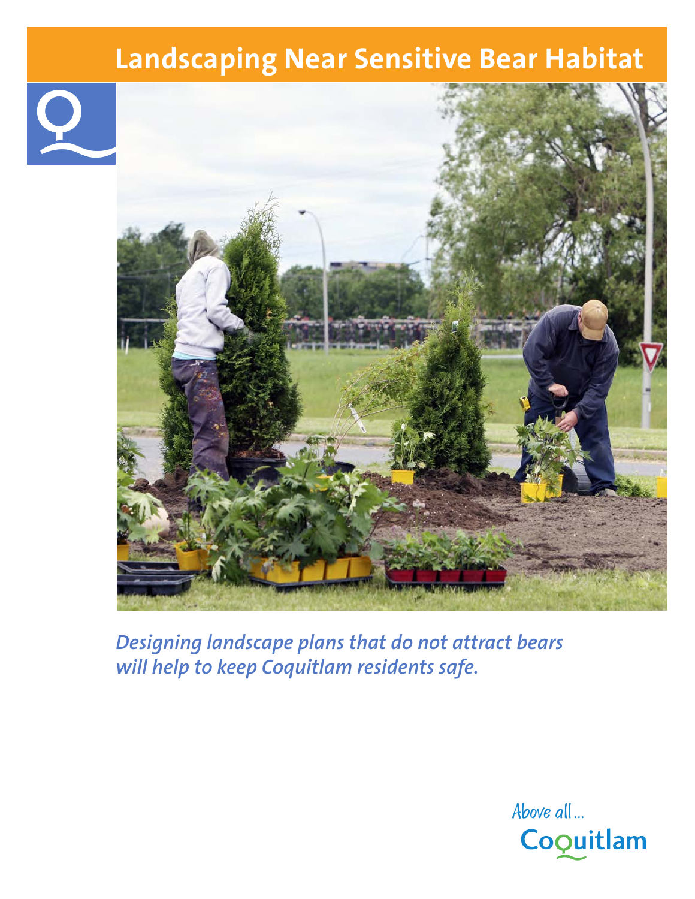# Landscaping Near Sensitive Bear Habitat

*Designing landscape plans that do not attract bears will help to keep Coquitlam residents safe.*

Above all...
Coquitlam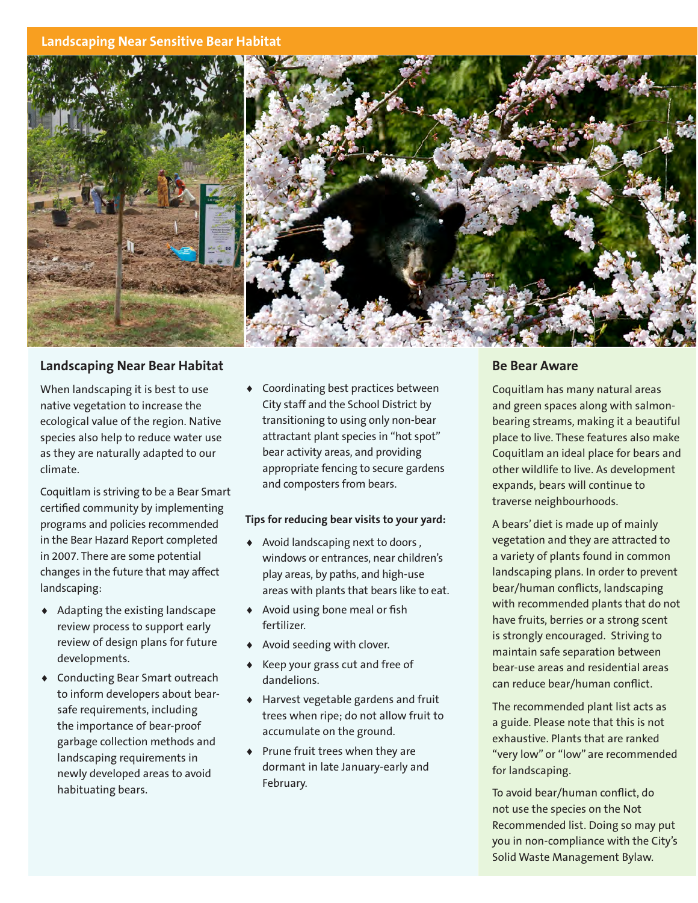## Landscaping Near Sensitive Bear Habitat

### Landscaping Near Bear Habitat

When landscaping it is best to use native vegetation to increase the ecological value of the region. Native species also help to reduce water use as they are naturally adapted to our climate.

Coquitlam is striving to be a Bear Smart certified community by implementing programs and policies recommended in the Bear Hazard Report completed in 2007. There are some potential changes in the future that may affect landscaping:

- Adapting the existing landscape review process to support early review of design plans for future developments.
- Conducting Bear Smart outreach to inform developers about bear-safe requirements, including the importance of bear-proof garbage collection methods and landscaping requirements in newly developed areas to avoid habituating bears.
- Coordinating best practices between City staff and the School District by transitioning to using only non-bear attractant plant species in "hot spot" bear activity areas, and providing appropriate fencing to secure gardens and composters from bears.

**Tips for reducing bear visits to your yard:**

- Avoid landscaping next to doors , windows or entrances, near children's play areas, by paths, and high-use areas with plants that bears like to eat.
- Avoid using bone meal or fish fertilizer.
- Avoid seeding with clover.
- Keep your grass cut and free of dandelions.
- Harvest vegetable gardens and fruit trees when ripe; do not allow fruit to accumulate on the ground.
- Prune fruit trees when they are dormant in late January-early and February.

### Be Bear Aware

Coquitlam has many natural areas and green spaces along with salmon-bearing streams, making it a beautiful place to live. These features also make Coquitlam an ideal place for bears and other wildlife to live. As development expands, bears will continue to traverse neighbourhoods.

A bears' diet is made up of mainly vegetation and they are attracted to a variety of plants found in common landscaping plans. In order to prevent bear/human conflicts, landscaping with recommended plants that do not have fruits, berries or a strong scent is strongly encouraged. Striving to maintain safe separation between bear-use areas and residential areas can reduce bear/human conflict.

The recommended plant list acts as a guide. Please note that this is not exhaustive. Plants that are ranked "very low" or "low" are recommended for landscaping.

To avoid bear/human conflict, do not use the species on the Not Recommended list. Doing so may put you in non-compliance with the City's Solid Waste Management Bylaw.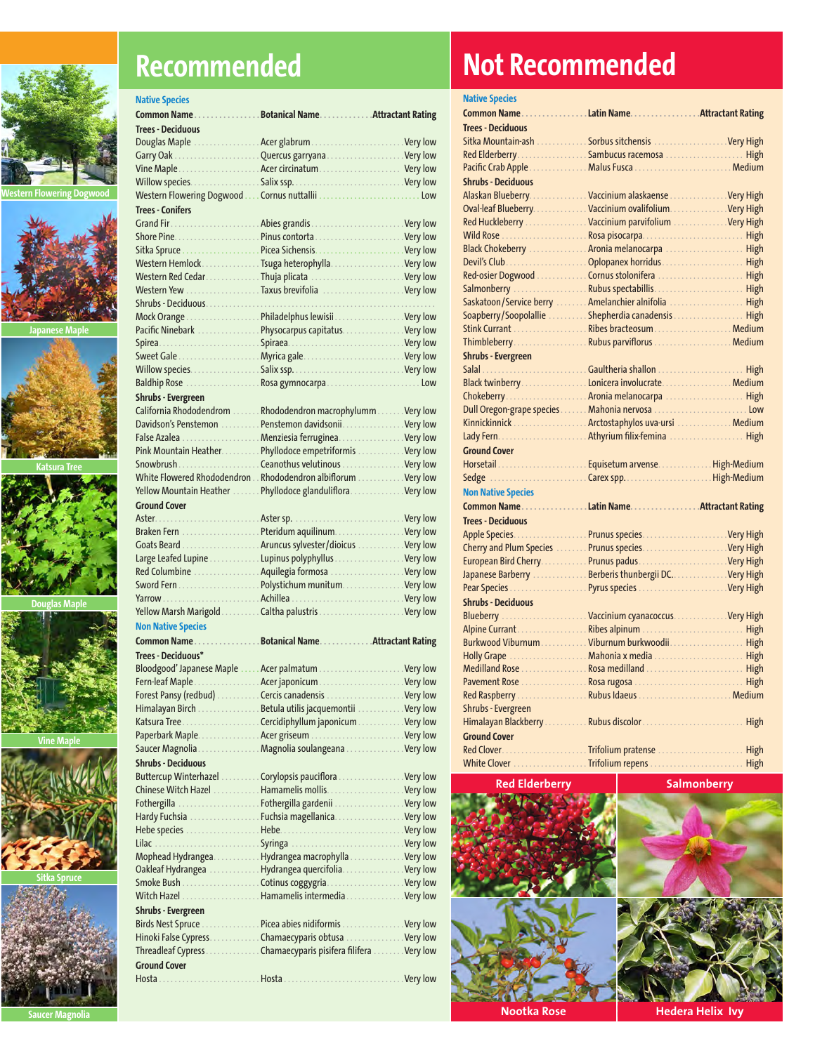# Recommended

### Native Species

| Common Name | Botanical Name | Attractant Rating |
|---|---|---|
| **Trees - Deciduous** | | |
| Douglas Maple | Acer glabrum | Very low |
| Garry Oak | Quercus garryana | Very low |
| Vine Maple | Acer circinatum | Very low |
| Willow species | Salix ssp. | Very low |
| Western Flowering Dogwood | Cornus nuttallii | Low |
| **Trees - Conifers** | | |
| Grand Fir | Abies grandis | Very low |
| Shore Pine | Pinus contorta | Very low |
| Sitka Spruce | Picea Sichensis | Very low |
| Western Hemlock | Tsuga heterophylla | Very low |
| Western Red Cedar | Thuja plicata | Very low |
| Western Yew | Taxus brevifolia | Very low |
| Shrubs - Deciduous | | |
| Mock Orange | Philadelphus lewisii | Very low |
| Pacific Ninebark | Physocarpus capitatus | Very low |
| Spirea | Spiraea | Very low |
| Sweet Gale | Myrica gale | Very low |
| Willow species | Salix ssp. | Very low |
| Baldhip Rose | Rosa gymnocarpa | Low |
| **Shrubs - Evergreen** | | |
| California Rhododendrom | Rhododendron macrophylumm | Very low |
| Davidson's Penstemon | Penstemon davidsonii | Very low |
| False Azalea | Menziesia ferruginea | Very low |
| Pink Mountain Heather | Phyllodoce empetriformis | Very low |
| Snowbrush | Ceanothus velutinous | Very low |
| White Flowered Rhododendron | Rhododendron albiflorum | Very low |
| Yellow Mountain Heather | Phyllodoce glanduliflora | Very low |
| **Ground Cover** | | |
| Aster | Aster sp. | Very low |
| Braken Fern | Pteridum aquilinum | Very low |
| Goats Beard | Aruncus sylvester/dioicus | Very low |
| Large Leafed Lupine | Lupinus polyphyllus | Very low |
| Red Columbine | Aquilegia formosa | Very low |
| Sword Fern | Polystichum munitum | Very low |
| Yarrow | Achillea | Very low |
| Yellow Marsh Marigold | Caltha palustris | Very low |

### Non Native Species

| Common Name | Botanical Name | Attractant Rating |
|---|---|---|
| **Trees - Deciduous*** | | |
| Bloodgood' Japanese Maple | Acer palmatum | Very low |
| Fern-leaf Maple | Acer japonicum | Very low |
| Forest Pansy (redbud) | Cercis canadensis | Very low |
| Himalayan Birch | Betula utilis jacquemontii | Very low |
| Katsura Tree | Cercidiphyllum japonicum | Very low |
| Paperbark Maple | Acer griseum | Very low |
| Saucer Magnolia | Magnolia soulangeana | Very low |
| **Shrubs - Deciduous** | | |
| Buttercup Winterhazel | Corylopsis pauciflora | Very low |
| Chinese Witch Hazel | Hamamelis mollis | Very low |
| Fothergilla | Fothergilla gardenii | Very low |
| Hardy Fuchsia | Fuchsia magellanica | Very low |
| Hebe species | Hebe | Very low |
| Lilac | Syringa | Very low |
| Mophead Hydrangea | Hydrangea macrophylla | Very low |
| Oakleaf Hydrangea | Hydrangea quercifolia | Very low |
| Smoke Bush | Cotinus coggygria | Very low |
| Witch Hazel | Hamamelis intermedia | Very low |
| **Shrubs - Evergreen** | | |
| Birds Nest Spruce | Picea abies nidiformis | Very low |
| Hinoki False Cypress | Chamaecyparis obtusa | Very low |
| Threadleaf Cypress | Chamaecyparis pisifera filifera | Very low |
| **Ground Cover** | | |
| Hosta | Hosta | Very low |

Western Flowering Dogwood

Japanese Maple

Katsura Tree

Douglas Maple

Vine Maple

Sitka Spruce

Saucer Magnolia

# Not Recommended

### Native Species

| Common Name | Latin Name | Attractant Rating |
|---|---|---|
| **Trees - Deciduous** | | |
| Sitka Mountain-ash | Sorbus sitchensis | Very High |
| Red Elderberry | Sambucus racemosa | High |
| Pacific Crab Apple | Malus Fusca | Medium |
| **Shrubs - Deciduous** | | |
| Alaskan Blueberry | Vaccinium alaskaense | Very High |
| Oval-leaf Blueberry | Vaccinium ovalifolium | Very High |
| Red Huckleberry | Vaccinium parvifolium | Very High |
| Wild Rose | Rosa pisocarpa | High |
| Black Chokeberry | Aronia melanocarpa | High |
| Devil's Club | Oplopanex horridus | High |
| Red-osier Dogwood | Cornus stolonifera | High |
| Salmonberry | Rubus spectabillis | High |
| Saskatoon/Service berry | Amelanchier alnifolia | High |
| Soapberry/Soopolallie | Shepherdia canadensis | High |
| Stink Currant | Ribes bracteosum | Medium |
| Thimbleberry | Rubus parviflorus | Medium |
| **Shrubs - Evergreen** | | |
| Salal | Gaultheria shallon | High |
| Black twinberry | Lonicera involucrate | Medium |
| Chokeberry | Aronia melanocarpa | High |
| Dull Oregon-grape species | Mahonia nervosa | Low |
| Kinnickinnick | Arctostaphylos uva-ursi | Medium |
| Lady Fern | Athyrium filix-femina | High |
| **Ground Cover** | | |
| Horsetail | Equisetum arvense | High-Medium |
| Sedge | Carex spp. | High-Medium |

### Non Native Species

| Common Name | Latin Name | Attractant Rating |
|---|---|---|
| **Trees - Deciduous** | | |
| Apple Species | Prunus species | Very High |
| Cherry and Plum Species | Prunus species | Very High |
| European Bird Cherry | Prunus padus | Very High |
| Japanese Barberry | Berberis thunbergii DC. | Very High |
| Pear Species | Pyrus species | Very High |
| **Shrubs - Deciduous** | | |
| Blueberry | Vaccinium cyanacoccus | Very High |
| Alpine Currant | Ribes alpinum | High |
| Burkwood Viburnum | Viburnum burkwoodii | High |
| Holly Grape | Mahonia x media | High |
| Medilland Rose | Rosa medilland | High |
| Pavement Rose | Rosa rugosa | High |
| Red Raspberry | Rubus Idaeus | Medium |
| Shrubs - Evergreen | | |
| Himalayan Blackberry | Rubus discolor | High |
| **Ground Cover** | | |
| Red Clover | Trifolium pratense | High |
| White Clover | Trifolium repens | High |

Red Elderberry

Salmonberry

Nootka Rose

Hedera Helix Ivy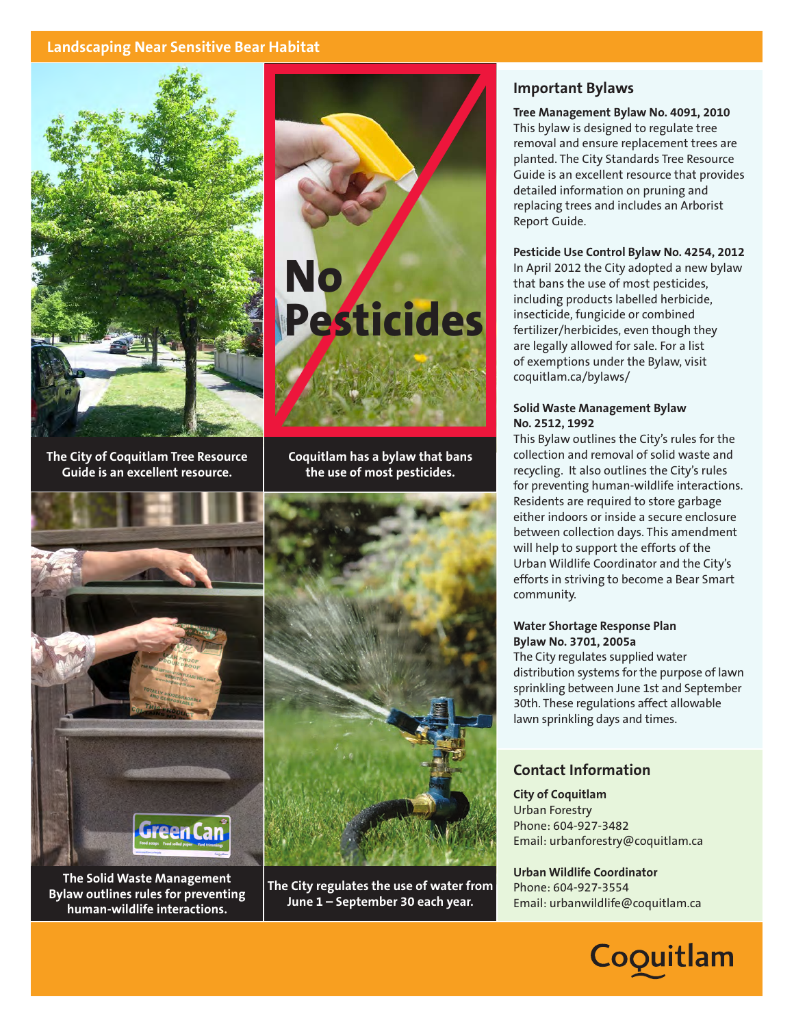## Landscaping Near Sensitive Bear Habitat

The City of Coquitlam Tree Resource Guide is an excellent resource.

No Pesticides

Coquitlam has a bylaw that bans the use of most pesticides.

The Solid Waste Management Bylaw outlines rules for preventing human-wildlife interactions.

The City regulates the use of water from June 1 – September 30 each year.

### Important Bylaws

**Tree Management Bylaw No. 4091, 2010**
This bylaw is designed to regulate tree removal and ensure replacement trees are planted. The City Standards Tree Resource Guide is an excellent resource that provides detailed information on pruning and replacing trees and includes an Arborist Report Guide.

**Pesticide Use Control Bylaw No. 4254, 2012**
In April 2012 the City adopted a new bylaw that bans the use of most pesticides, including products labelled herbicide, insecticide, fungicide or combined fertilizer/herbicides, even though they are legally allowed for sale. For a list of exemptions under the Bylaw, visit coquitlam.ca/bylaws/

**Solid Waste Management Bylaw No. 2512, 1992**
This Bylaw outlines the City's rules for the collection and removal of solid waste and recycling. It also outlines the City's rules for preventing human-wildlife interactions. Residents are required to store garbage either indoors or inside a secure enclosure between collection days. This amendment will help to support the efforts of the Urban Wildlife Coordinator and the City's efforts in striving to become a Bear Smart community.

**Water Shortage Response Plan Bylaw No. 3701, 2005a**
The City regulates supplied water distribution systems for the purpose of lawn sprinkling between June 1st and September 30th. These regulations affect allowable lawn sprinkling days and times.

### Contact Information

**City of Coquitlam**
Urban Forestry
Phone: 604-927-3482
Email: urbanforestry@coquitlam.ca

**Urban Wildlife Coordinator**
Phone: 604-927-3554
Email: urbanwildlife@coquitlam.ca

Coquitlam